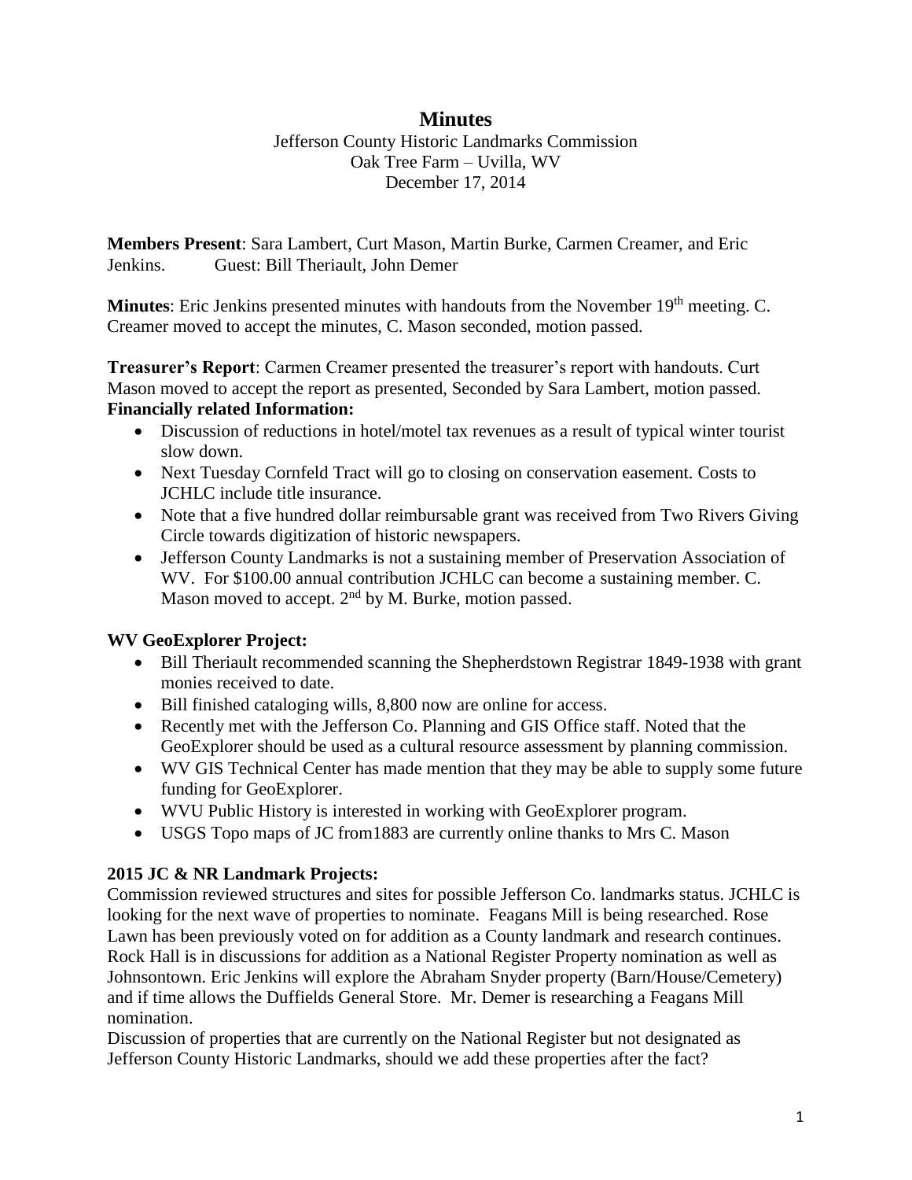# Minutes

Jefferson County Historic Landmarks Commission
Oak Tree Farm – Uvilla, WV
December 17, 2014

**Members Present**: Sara Lambert, Curt Mason, Martin Burke, Carmen Creamer, and Eric Jenkins.     Guest: Bill Theriault, John Demer

**Minutes**: Eric Jenkins presented minutes with handouts from the November 19th meeting. C. Creamer moved to accept the minutes, C. Mason seconded, motion passed.

**Treasurer's Report**: Carmen Creamer presented the treasurer's report with handouts. Curt Mason moved to accept the report as presented, Seconded by Sara Lambert, motion passed.

**Financially related Information:**

- Discussion of reductions in hotel/motel tax revenues as a result of typical winter tourist slow down.
- Next Tuesday Cornfeld Tract will go to closing on conservation easement. Costs to JCHLC include title insurance.
- Note that a five hundred dollar reimbursable grant was received from Two Rivers Giving Circle towards digitization of historic newspapers.
- Jefferson County Landmarks is not a sustaining member of Preservation Association of WV. For $100.00 annual contribution JCHLC can become a sustaining member. C. Mason moved to accept. 2nd by M. Burke, motion passed.

**WV GeoExplorer Project:**

- Bill Theriault recommended scanning the Shepherdstown Registrar 1849-1938 with grant monies received to date.
- Bill finished cataloging wills, 8,800 now are online for access.
- Recently met with the Jefferson Co. Planning and GIS Office staff. Noted that the GeoExplorer should be used as a cultural resource assessment by planning commission.
- WV GIS Technical Center has made mention that they may be able to supply some future funding for GeoExplorer.
- WVU Public History is interested in working with GeoExplorer program.
- USGS Topo maps of JC from1883 are currently online thanks to Mrs C. Mason

**2015 JC & NR Landmark Projects:**

Commission reviewed structures and sites for possible Jefferson Co. landmarks status. JCHLC is looking for the next wave of properties to nominate. Feagans Mill is being researched. Rose Lawn has been previously voted on for addition as a County landmark and research continues. Rock Hall is in discussions for addition as a National Register Property nomination as well as Johnsontown. Eric Jenkins will explore the Abraham Snyder property (Barn/House/Cemetery) and if time allows the Duffields General Store. Mr. Demer is researching a Feagans Mill nomination.

Discussion of properties that are currently on the National Register but not designated as Jefferson County Historic Landmarks, should we add these properties after the fact?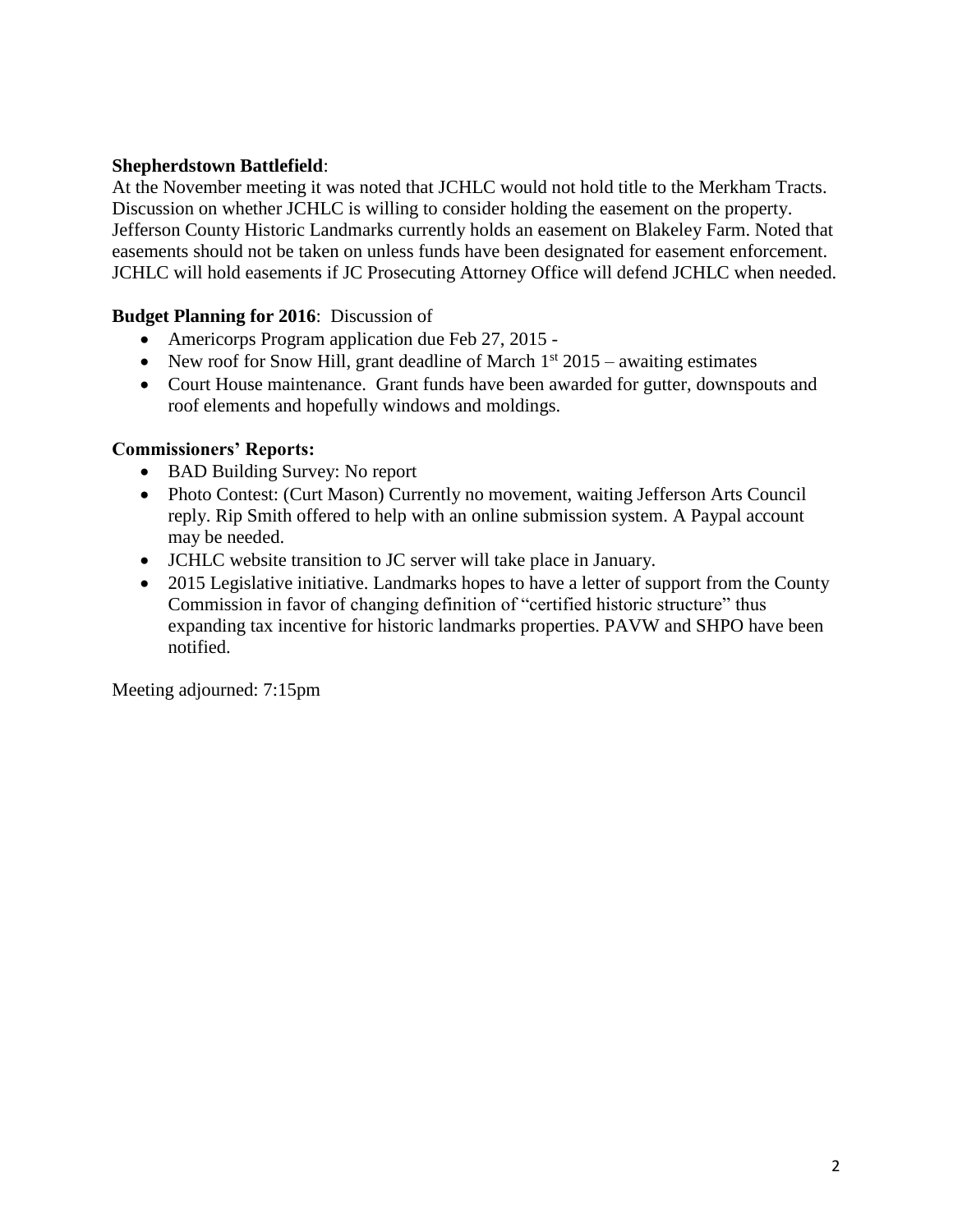**Shepherdstown Battlefield**:
At the November meeting it was noted that JCHLC would not hold title to the Merkham Tracts. Discussion on whether JCHLC is willing to consider holding the easement on the property. Jefferson County Historic Landmarks currently holds an easement on Blakeley Farm. Noted that easements should not be taken on unless funds have been designated for easement enforcement. JCHLC will hold easements if JC Prosecuting Attorney Office will defend JCHLC when needed.

**Budget Planning for 2016**: Discussion of

- Americorps Program application due Feb 27, 2015 -
- New roof for Snow Hill, grant deadline of March 1st 2015 – awaiting estimates
- Court House maintenance. Grant funds have been awarded for gutter, downspouts and roof elements and hopefully windows and moldings.

**Commissioners' Reports:**

- BAD Building Survey: No report
- Photo Contest: (Curt Mason) Currently no movement, waiting Jefferson Arts Council reply. Rip Smith offered to help with an online submission system. A Paypal account may be needed.
- JCHLC website transition to JC server will take place in January.
- 2015 Legislative initiative. Landmarks hopes to have a letter of support from the County Commission in favor of changing definition of "certified historic structure" thus expanding tax incentive for historic landmarks properties. PAVW and SHPO have been notified.

Meeting adjourned: 7:15pm